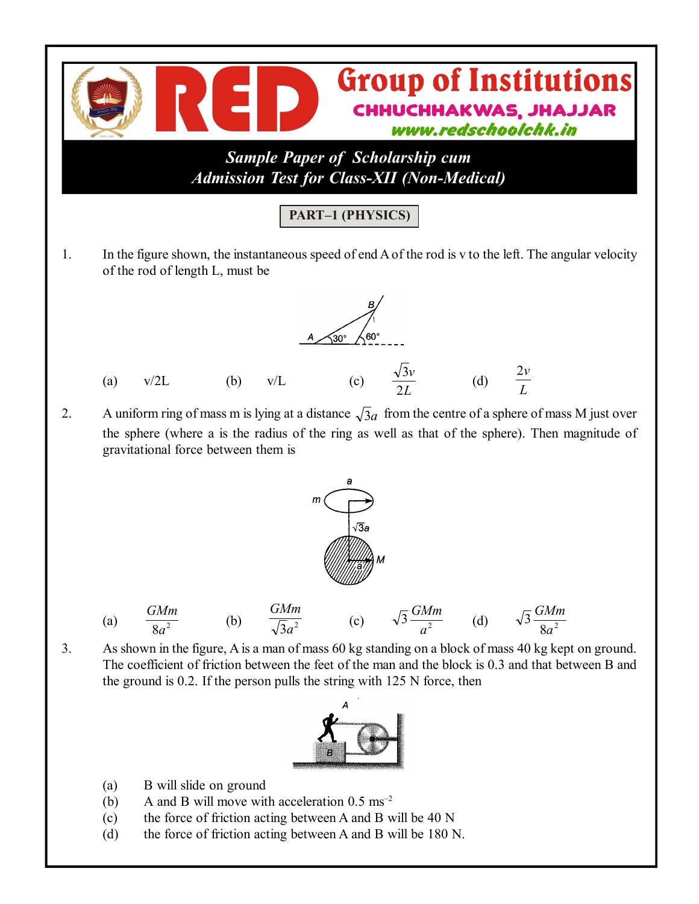# RED Group of Institutions

**CHHUCHHAKWAS, JHAJJAR**

www.redschoolchk.in

***Sample Paper of Scholarship cum Admission Test for Class-XII (Non-Medical)***

## PART–1 (PHYSICS)

1. In the figure shown, the instantaneous speed of end A of the rod is v to the left. The angular velocity of the rod of length L, must be

   (a) v/2L  (b) v/L  (c) $\frac{\sqrt{3}v}{2L}$  (d) $\frac{2v}{L}$

2. A uniform ring of mass m is lying at a distance $\sqrt{3}a$ from the centre of a sphere of mass M just over the sphere (where a is the radius of the ring as well as that of the sphere). Then magnitude of gravitational force between them is

   (a) $\frac{GMm}{8a^2}$  (b) $\frac{GMm}{\sqrt{3}a^2}$  (c) $\sqrt{3}\frac{GMm}{a^2}$  (d) $\sqrt{3}\frac{GMm}{8a^2}$

3. As shown in the figure, A is a man of mass 60 kg standing on a block of mass 40 kg kept on ground. The coefficient of friction between the feet of the man and the block is 0.3 and that between B and the ground is 0.2. If the person pulls the string with 125 N force, then

   (a) B will slide on ground
   (b) A and B will move with acceleration 0.5 $ms^{-2}$
   (c) the force of friction acting between A and B will be 40 N
   (d) the force of friction acting between A and B will be 180 N.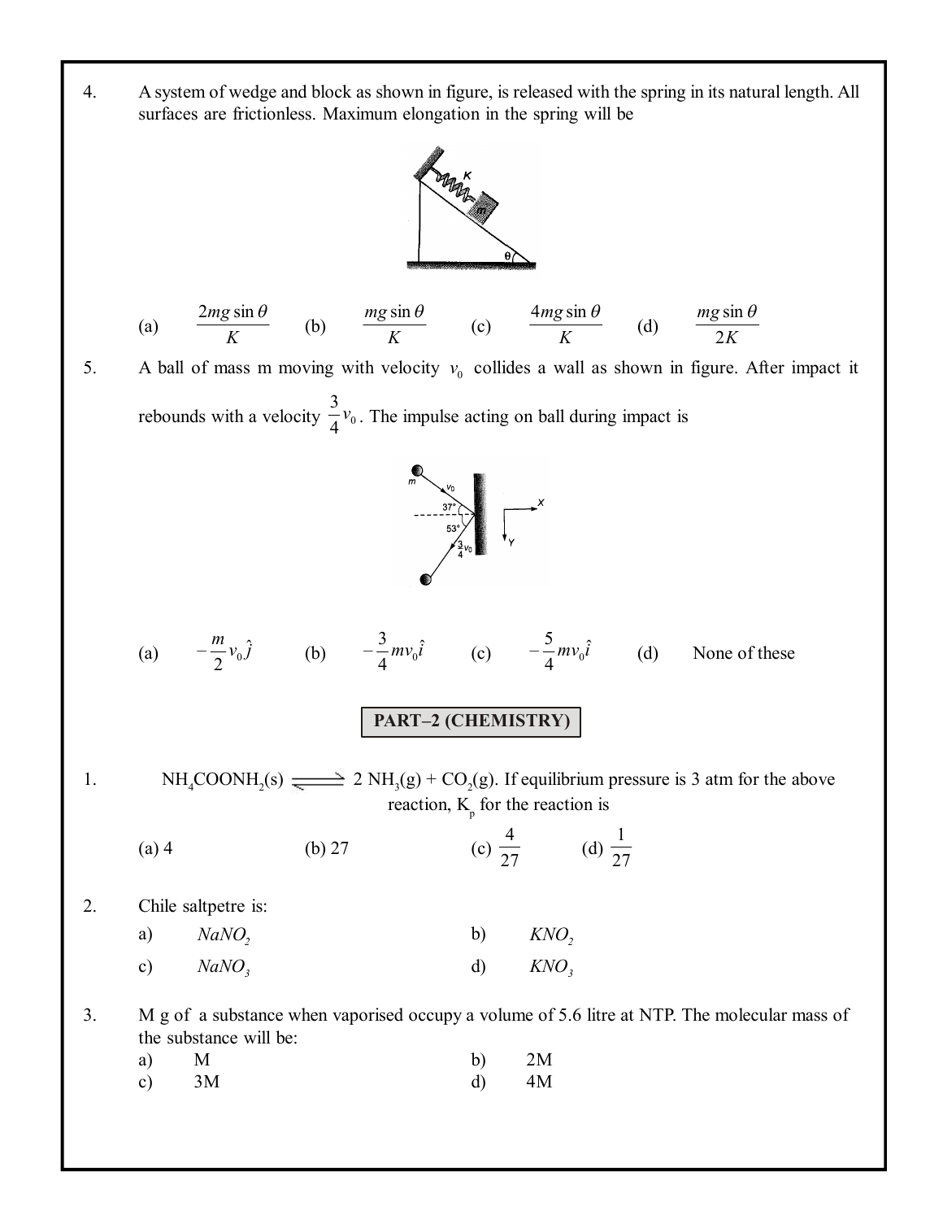4. A system of wedge and block as shown in figure, is released with the spring in its natural length. All surfaces are frictionless. Maximum elongation in the spring will be

(a) $\dfrac{2mg\sin\theta}{K}$ (b) $\dfrac{mg\sin\theta}{K}$ (c) $\dfrac{4mg\sin\theta}{K}$ (d) $\dfrac{mg\sin\theta}{2K}$

5. A ball of mass m moving with velocity $v_0$ collides a wall as shown in figure. After impact it rebounds with a velocity $\dfrac{3}{4}v_0$. The impulse acting on ball during impact is

(a) $-\dfrac{m}{2}v_0\hat{j}$ (b) $-\dfrac{3}{4}mv_0\hat{i}$ (c) $-\dfrac{5}{4}mv_0\hat{i}$ (d) None of these

## PART–2 (CHEMISTRY)

1. $NH_4COONH_2(s) \rightleftharpoons 2NH_3(g) + CO_2(g)$. If equilibrium pressure is 3 atm for the above reaction, $K_p$ for the reaction is

(a) 4 (b) 27 (c) $\dfrac{4}{27}$ (d) $\dfrac{1}{27}$

2. Chile saltpetre is:

a) $NaNO_2$ b) $KNO_2$

c) $NaNO_3$ d) $KNO_3$

3. M g of a substance when vaporised occupy a volume of 5.6 litre at NTP. The molecular mass of the substance will be:

a) M b) 2M

c) 3M d) 4M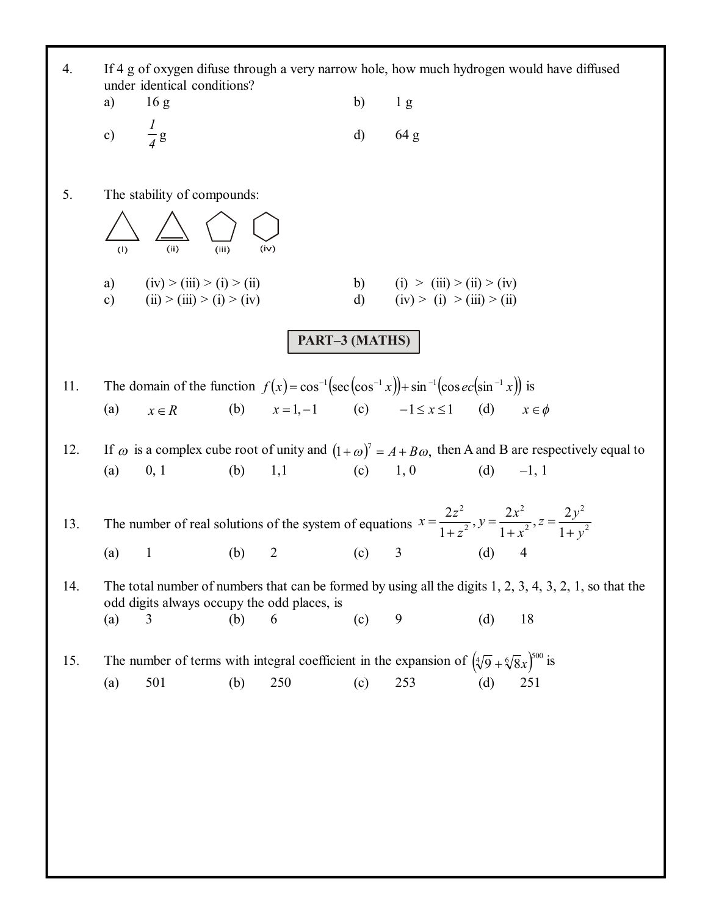4. If 4 g of oxygen difuse through a very narrow hole, how much hydrogen would have diffused under identical conditions?

a) 16 g  b) 1 g

c) $\frac{1}{4}$ g  d) 64 g

5. The stability of compounds:

(i) (ii) (iii) (iv)

a) (iv) > (iii) > (i) > (ii)  b) (i) > (iii) > (ii) > (iv)

c) (ii) > (iii) > (i) > (iv)  d) (iv) > (i) > (iii) > (ii)

## PART–3 (MATHS)

11. The domain of the function $f(x) = \cos^{-1}(\sec(\cos^{-1} x)) + \sin^{-1}(\operatorname{cosec}(\sin^{-1} x))$ is

(a) $x \in R$  (b) $x = 1, -1$  (c) $-1 \le x \le 1$  (d) $x \in \phi$

12. If $\omega$ is a complex cube root of unity and $(1+\omega)^7 = A + B\omega,$ then A and B are respectively equal to

(a) 0, 1  (b) 1,1  (c) 1, 0  (d) –1, 1

13. The number of real solutions of the system of equations $x = \dfrac{2z^2}{1+z^2}, y = \dfrac{2x^2}{1+x^2}, z = \dfrac{2y^2}{1+y^2}$

(a) 1  (b) 2  (c) 3  (d) 4

14. The total number of numbers that can be formed by using all the digits 1, 2, 3, 4, 3, 2, 1, so that the odd digits always occupy the odd places, is

(a) 3  (b) 6  (c) 9  (d) 18

15. The number of terms with integral coefficient in the expansion of $\left(\sqrt[4]{9} + \sqrt[6]{8x}\right)^{500}$ is

(a) 501  (b) 250  (c) 253  (d) 251